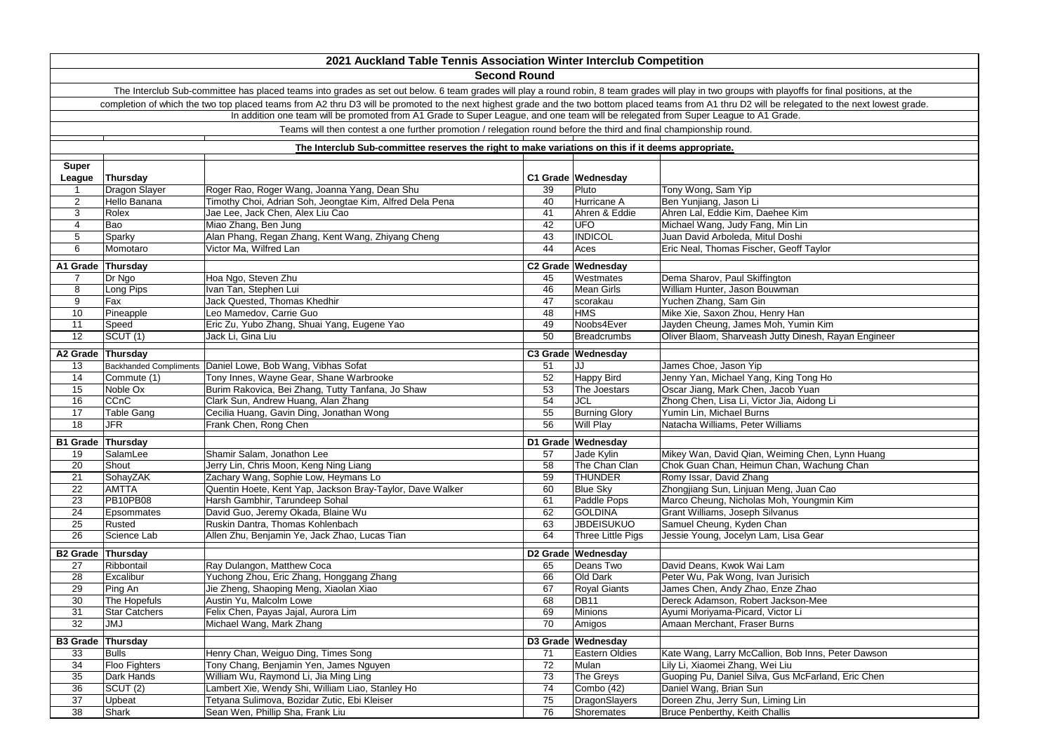# 2021 Auckland Table Tennis Association Winter Interclub Competition

## Second Round

The Interclub Sub-committee has placed teams into grades as set out below. 6 team grades will play a round robin, 8 team grades will play in two groups with playoffs for final positions, at the completion of which the two top placed teams from A2 thru D3 will be promoted to the next highest grade and the two bottom placed teams from A1 thru D2 will be relegated to the next lowest grade.

In addition one team will be promoted from A1 Grade to Super League, and one team will be relegated from Super League to A1 Grade.

Teams will then contest a one further promotion / relegation round before the third and final championship round.

**The Interclub Sub-committee reserves the right to make variations on this if it deems appropriate.**

| Super League | Thursday | | C1 Grade | Wednesday | |
|---|---|---|---|---|---|
| 1 | Dragon Slayer | Roger Rao, Roger Wang, Joanna Yang, Dean Shu | 39 | Pluto | Tony Wong, Sam Yip |
| 2 | Hello Banana | Timothy Choi, Adrian Soh, Jeongtae Kim, Alfred Dela Pena | 40 | Hurricane A | Ben Yunjiang, Jason Li |
| 3 | Rolex | Jae Lee, Jack Chen, Alex Liu Cao | 41 | Ahren & Eddie | Ahren Lal, Eddie Kim, Daehee Kim |
| 4 | Bao | Miao Zhang, Ben Jung | 42 | UFO | Michael Wang, Judy Fang, Min Lin |
| 5 | Sparky | Alan Phang, Regan Zhang, Kent Wang, Zhiyang Cheng | 43 | INDICOL | Juan David Arboleda, Mitul Doshi |
| 6 | Momotaro | Victor Ma, Wilfred Lan | 44 | Aces | Eric Neal, Thomas Fischer, Geoff Taylor |
| **A1 Grade** | **Thursday** | | **C2 Grade** | **Wednesday** | |
| 7 | Dr Ngo | Hoa Ngo, Steven Zhu | 45 | Westmates | Dema Sharov, Paul Skiffington |
| 8 | Long Pips | Ivan Tan, Stephen Lui | 46 | Mean Girls | William Hunter, Jason Bouwman |
| 9 | Fax | Jack Quested, Thomas Khedhir | 47 | scorakau | Yuchen Zhang, Sam Gin |
| 10 | Pineapple | Leo Mamedov, Carrie Guo | 48 | HMS | Mike Xie, Saxon Zhou, Henry Han |
| 11 | Speed | Eric Zu, Yubo Zhang, Shuai Yang, Eugene Yao | 49 | Noobs4Ever | Jayden Cheung, James Moh, Yumin Kim |
| 12 | SCUT (1) | Jack Li, Gina Liu | 50 | Breadcrumbs | Oliver Blaom, Sharveash Jutty Dinesh, Rayan Engineer |
| **A2 Grade** | **Thursday** | | **C3 Grade** | **Wednesday** | |
| 13 | Backhanded Compliments | Daniel Lowe, Bob Wang, Vibhas Sofat | 51 | JJ | James Choe, Jason Yip |
| 14 | Commute (1) | Tony Innes, Wayne Gear, Shane Warbrooke | 52 | Happy Bird | Jenny Yan, Michael Yang, King Tong Ho |
| 15 | Noble Ox | Burim Rakovica, Bei Zhang, Tutty Tanfana, Jo Shaw | 53 | The Joestars | Oscar Jiang, Mark Chen, Jacob Yuan |
| 16 | CCnC | Clark Sun, Andrew Huang, Alan Zhang | 54 | JCL | Zhong Chen, Lisa Li, Victor Jia, Aidong Li |
| 17 | Table Gang | Cecilia Huang, Gavin Ding, Jonathan Wong | 55 | Burning Glory | Yumin Lin, Michael Burns |
| 18 | JFR | Frank Chen, Rong Chen | 56 | Will Play | Natacha Williams, Peter Williams |
| **B1 Grade** | **Thursday** | | **D1 Grade** | **Wednesday** | |
| 19 | SalamLee | Shamir Salam, Jonathon Lee | 57 | Jade Kylin | Mikey Wan, David Qian, Weiming Chen, Lynn Huang |
| 20 | Shout | Jerry Lin, Chris Moon, Keng Ning Liang | 58 | The Chan Clan | Chok Guan Chan, Heimun Chan, Wachung Chan |
| 21 | SohayZAK | Zachary Wang, Sophie Low, Heymans Lo | 59 | THUNDER | Romy Issar, David Zhang |
| 22 | AMTTA | Quentin Hoete, Kent Yap, Jackson Bray-Taylor, Dave Walker | 60 | Blue Sky | Zhongjiang Sun, Linjuan Meng, Juan Cao |
| 23 | PB10PB08 | Harsh Gambhir, Tarundeep Sohal | 61 | Paddle Pops | Marco Cheung, Nicholas Moh, Youngmin Kim |
| 24 | Epsommates | David Guo, Jeremy Okada, Blaine Wu | 62 | GOLDINA | Grant Williams, Joseph Silvanus |
| 25 | Rusted | Ruskin Dantra, Thomas Kohlenbach | 63 | JBDEISUKUO | Samuel Cheung, Kyden Chan |
| 26 | Science Lab | Allen Zhu, Benjamin Ye, Jack Zhao, Lucas Tian | 64 | Three Little Pigs | Jessie Young, Jocelyn Lam, Lisa Gear |
| **B2 Grade** | **Thursday** | | **D2 Grade** | **Wednesday** | |
| 27 | Ribbontail | Ray Dulangon, Matthew Coca | 65 | Deans Two | David Deans, Kwok Wai Lam |
| 28 | Excalibur | Yuchong Zhou, Eric Zhang, Honggang Zhang | 66 | Old Dark | Peter Wu, Pak Wong, Ivan Jurisich |
| 29 | Ping An | Jie Zheng, Shaoping Meng, Xiaolan Xiao | 67 | Royal Giants | James Chen, Andy Zhao, Enze Zhao |
| 30 | The Hopefuls | Austin Yu, Malcolm Lowe | 68 | DB11 | Dereck Adamson, Robert Jackson-Mee |
| 31 | Star Catchers | Felix Chen, Payas Jajal, Aurora Lim | 69 | Minions | Ayumi Moriyama-Picard, Victor Li |
| 32 | JMJ | Michael Wang, Mark Zhang | 70 | Amigos | Amaan Merchant, Fraser Burns |
| **B3 Grade** | **Thursday** | | **D3 Grade** | **Wednesday** | |
| 33 | Bulls | Henry Chan, Weiguo Ding, Times Song | 71 | Eastern Oldies | Kate Wang, Larry McCallion, Bob Inns, Peter Dawson |
| 34 | Floo Fighters | Tony Chang, Benjamin Yen, James Nguyen | 72 | Mulan | Lily Li, Xiaomei Zhang, Wei Liu |
| 35 | Dark Hands | William Wu, Raymond Li, Jia Ming Ling | 73 | The Greys | Guoping Pu, Daniel Silva, Gus McFarland, Eric Chen |
| 36 | SCUT (2) | Lambert Xie, Wendy Shi, William Liao, Stanley Ho | 74 | Combo (42) | Daniel Wang, Brian Sun |
| 37 | Upbeat | Tetyana Sulimova, Bozidar Zutic, Ebi Kleiser | 75 | DragonSlayers | Doreen Zhu, Jerry Sun, Liming Lin |
| 38 | Shark | Sean Wen, Phillip Sha, Frank Liu | 76 | Shoremates | Bruce Penberthy, Keith Challis |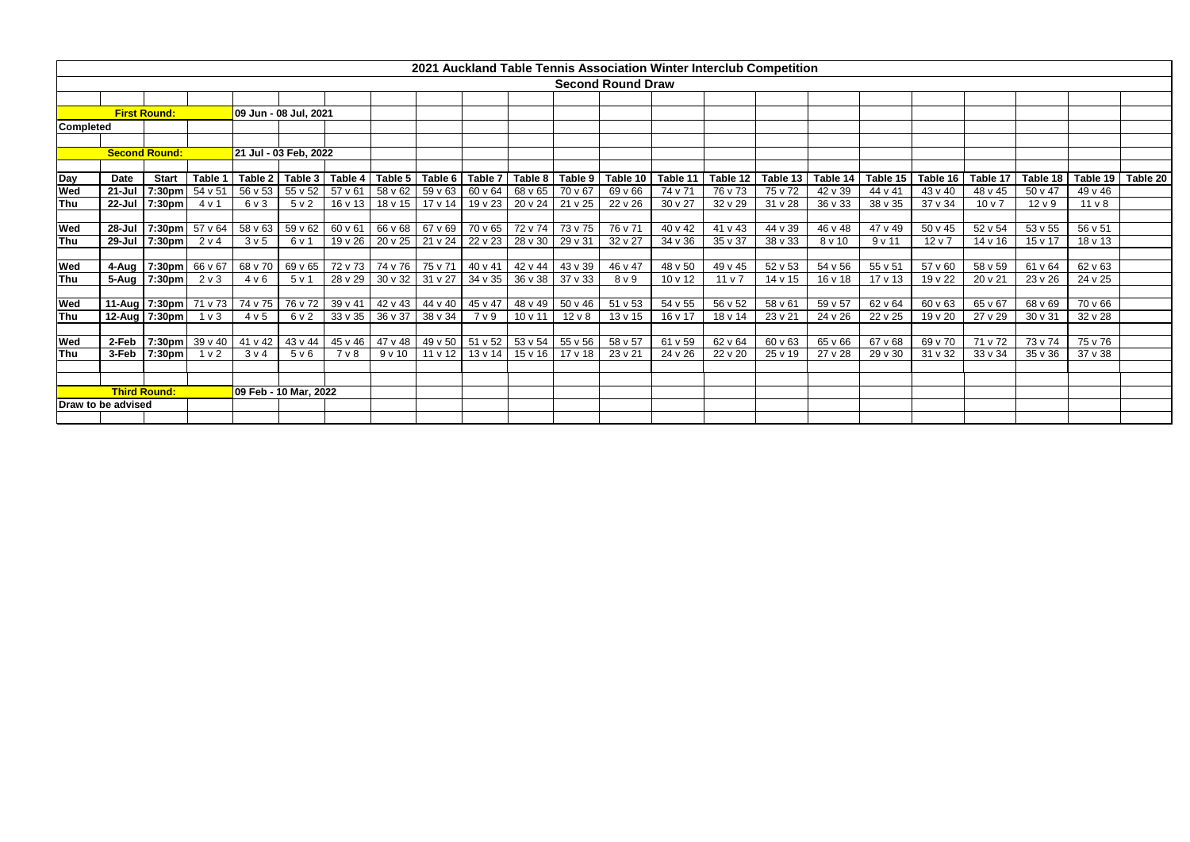# 2021 Auckland Table Tennis Association Winter Interclub Competition

## Second Round Draw

**First Round:** 09 Jun - 08 Jul, 2021

**Completed**

**Second Round:** 21 Jul - 03 Feb, 2022

| Day | Date | Start | Table 1 | Table 2 | Table 3 | Table 4 | Table 5 | Table 6 | Table 7 | Table 8 | Table 9 | Table 10 | Table 11 | Table 12 | Table 13 | Table 14 | Table 15 | Table 16 | Table 17 | Table 18 | Table 19 | Table 20 |
|---|---|---|---|---|---|---|---|---|---|---|---|---|---|---|---|---|---|---|---|---|---|---|
| Wed | 21-Jul | 7:30pm | 54 v 51 | 56 v 53 | 55 v 52 | 57 v 61 | 58 v 62 | 59 v 63 | 60 v 64 | 68 v 65 | 70 v 67 | 69 v 66 | 74 v 71 | 76 v 73 | 75 v 72 | 42 v 39 | 44 v 41 | 43 v 40 | 48 v 45 | 50 v 47 | 49 v 46 | |
| Thu | 22-Jul | 7:30pm | 4 v 1 | 6 v 3 | 5 v 2 | 16 v 13 | 18 v 15 | 17 v 14 | 19 v 23 | 20 v 24 | 21 v 25 | 22 v 26 | 30 v 27 | 32 v 29 | 31 v 28 | 36 v 33 | 38 v 35 | 37 v 34 | 10 v 7 | 12 v 9 | 11 v 8 | |
| | | | | | | | | | | | | | | | | | | | | | | |
| Wed | 28-Jul | 7:30pm | 57 v 64 | 58 v 63 | 59 v 62 | 60 v 61 | 66 v 68 | 67 v 69 | 70 v 65 | 72 v 74 | 73 v 75 | 76 v 71 | 40 v 42 | 41 v 43 | 44 v 39 | 46 v 48 | 47 v 49 | 50 v 45 | 52 v 54 | 53 v 55 | 56 v 51 | |
| Thu | 29-Jul | 7:30pm | 2 v 4 | 3 v 5 | 6 v 1 | 19 v 26 | 20 v 25 | 21 v 24 | 22 v 23 | 28 v 30 | 29 v 31 | 32 v 27 | 34 v 36 | 35 v 37 | 38 v 33 | 8 v 10 | 9 v 11 | 12 v 7 | 14 v 16 | 15 v 17 | 18 v 13 | |
| | | | | | | | | | | | | | | | | | | | | | | |
| Wed | 4-Aug | 7:30pm | 66 v 67 | 68 v 70 | 69 v 65 | 72 v 73 | 74 v 76 | 75 v 71 | 40 v 41 | 42 v 44 | 43 v 39 | 46 v 47 | 48 v 50 | 49 v 45 | 52 v 53 | 54 v 56 | 55 v 51 | 57 v 60 | 58 v 59 | 61 v 64 | 62 v 63 | |
| Thu | 5-Aug | 7:30pm | 2 v 3 | 4 v 6 | 5 v 1 | 28 v 29 | 30 v 32 | 31 v 27 | 34 v 35 | 36 v 38 | 37 v 33 | 8 v 9 | 10 v 12 | 11 v 7 | 14 v 15 | 16 v 18 | 17 v 13 | 19 v 22 | 20 v 21 | 23 v 26 | 24 v 25 | |
| | | | | | | | | | | | | | | | | | | | | | | |
| Wed | 11-Aug | 7:30pm | 71 v 73 | 74 v 75 | 76 v 72 | 39 v 41 | 42 v 43 | 44 v 40 | 45 v 47 | 48 v 49 | 50 v 46 | 51 v 53 | 54 v 55 | 56 v 52 | 58 v 61 | 59 v 57 | 62 v 64 | 60 v 63 | 65 v 67 | 68 v 69 | 70 v 66 | |
| Thu | 12-Aug | 7:30pm | 1 v 3 | 4 v 5 | 6 v 2 | 33 v 35 | 36 v 37 | 38 v 34 | 7 v 9 | 10 v 11 | 12 v 8 | 13 v 15 | 16 v 17 | 18 v 14 | 23 v 21 | 24 v 26 | 22 v 25 | 19 v 20 | 27 v 29 | 30 v 31 | 32 v 28 | |
| | | | | | | | | | | | | | | | | | | | | | | |
| Wed | 2-Feb | 7:30pm | 39 v 40 | 41 v 42 | 43 v 44 | 45 v 46 | 47 v 48 | 49 v 50 | 51 v 52 | 53 v 54 | 55 v 56 | 58 v 57 | 61 v 59 | 62 v 64 | 60 v 63 | 65 v 66 | 67 v 68 | 69 v 70 | 71 v 72 | 73 v 74 | 75 v 76 | |
| Thu | 3-Feb | 7:30pm | 1 v 2 | 3 v 4 | 5 v 6 | 7 v 8 | 9 v 10 | 11 v 12 | 13 v 14 | 15 v 16 | 17 v 18 | 23 v 21 | 24 v 26 | 22 v 20 | 25 v 19 | 27 v 28 | 29 v 30 | 31 v 32 | 33 v 34 | 35 v 36 | 37 v 38 | |

**Third Round:** 09 Feb - 10 Mar, 2022

**Draw to be advised**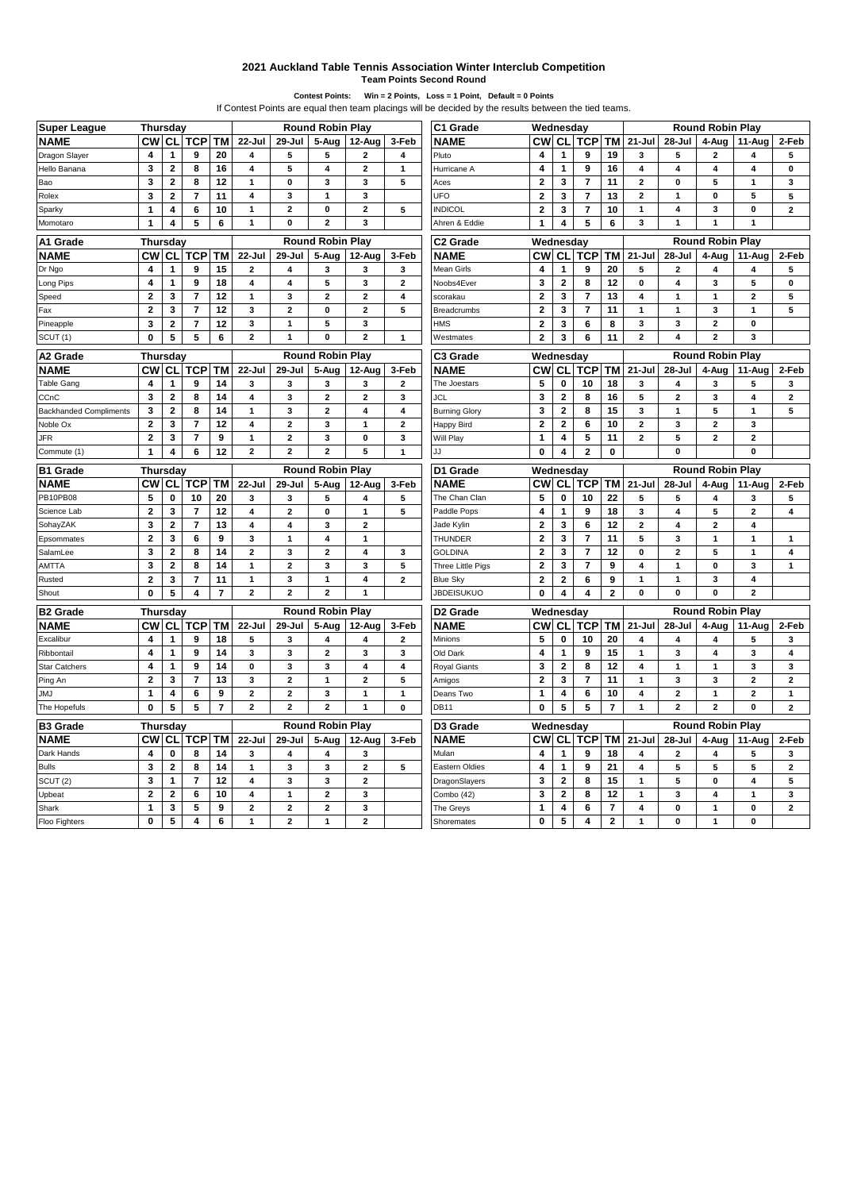## 2021 Auckland Table Tennis Association Winter Interclub Competition

**Team Points Second Round**

**Contest Points: Win = 2 Points, Loss = 1 Point, Default = 0 Points**

If Contest Points are equal then team placings will be decided by the results between the tied teams.

| Super League | Thursday | | | | Round Robin Play | | | | |
|---|---|---|---|---|---|---|---|---|---|
| NAME | CW | CL | TCP | TM | 22-Jul | 29-Jul | 5-Aug | 12-Aug | 3-Feb |
| Dragon Slayer | 4 | 1 | 9 | 20 | 4 | 5 | 5 | 2 | 4 |
| Hello Banana | 3 | 2 | 8 | 16 | 4 | 5 | 4 | 2 | 1 |
| Bao | 3 | 2 | 8 | 12 | 1 | 0 | 3 | 3 | 5 |
| Rolex | 3 | 2 | 7 | 11 | 4 | 3 | 1 | 3 | |
| Sparky | 1 | 4 | 6 | 10 | 1 | 2 | 0 | 2 | 5 |
| Momotaro | 1 | 4 | 5 | 6 | 1 | 0 | 2 | 3 | |

| A1 Grade | Thursday | | | | Round Robin Play | | | | |
|---|---|---|---|---|---|---|---|---|---|
| NAME | CW | CL | TCP | TM | 22-Jul | 29-Jul | 5-Aug | 12-Aug | 3-Feb |
| Dr Ngo | 4 | 1 | 9 | 15 | 2 | 4 | 3 | 3 | 3 |
| Long Pips | 4 | 1 | 9 | 18 | 4 | 4 | 5 | 3 | 2 |
| Speed | 2 | 3 | 7 | 12 | 1 | 3 | 2 | 2 | 4 |
| Fax | 2 | 3 | 7 | 12 | 3 | 2 | 0 | 2 | 5 |
| Pineapple | 3 | 2 | 7 | 12 | 3 | 1 | 5 | 3 | |
| SCUT (1) | 0 | 5 | 5 | 6 | 2 | 1 | 0 | 2 | 1 |

| A2 Grade | Thursday | | | | Round Robin Play | | | | |
|---|---|---|---|---|---|---|---|---|---|
| NAME | CW | CL | TCP | TM | 22-Jul | 29-Jul | 5-Aug | 12-Aug | 3-Feb |
| Table Gang | 4 | 1 | 9 | 14 | 3 | 3 | 3 | 3 | 2 |
| CCnC | 3 | 2 | 8 | 14 | 4 | 3 | 2 | 2 | 3 |
| Backhanded Compliments | 3 | 2 | 8 | 14 | 1 | 3 | 2 | 4 | 4 |
| Noble Ox | 2 | 3 | 7 | 12 | 4 | 2 | 3 | 1 | 2 |
| JFR | 2 | 3 | 7 | 9 | 1 | 2 | 3 | 0 | 3 |
| Commute (1) | 1 | 4 | 6 | 12 | 2 | 2 | 2 | 5 | 1 |

| B1 Grade | Thursday | | | | Round Robin Play | | | | |
|---|---|---|---|---|---|---|---|---|---|
| NAME | CW | CL | TCP | TM | 22-Jul | 29-Jul | 5-Aug | 12-Aug | 3-Feb |
| PB10PB08 | 5 | 0 | 10 | 20 | 3 | 3 | 5 | 4 | 5 |
| Science Lab | 2 | 3 | 7 | 12 | 4 | 2 | 0 | 1 | 5 |
| SohayZAK | 3 | 2 | 7 | 13 | 4 | 4 | 3 | 2 | |
| Epsommates | 2 | 3 | 6 | 9 | 3 | 1 | 4 | 1 | |
| SalamLee | 3 | 2 | 8 | 14 | 2 | 3 | 2 | 4 | 3 |
| AMTTA | 3 | 2 | 8 | 14 | 1 | 2 | 3 | 3 | 5 |
| Rusted | 2 | 3 | 7 | 11 | 1 | 3 | 1 | 4 | 2 |
| Shout | 0 | 5 | 4 | 7 | 2 | 2 | 2 | 1 | |

| B2 Grade | Thursday | | | | Round Robin Play | | | | |
|---|---|---|---|---|---|---|---|---|---|
| NAME | CW | CL | TCP | TM | 22-Jul | 29-Jul | 5-Aug | 12-Aug | 3-Feb |
| Excalibur | 4 | 1 | 9 | 18 | 5 | 3 | 4 | 4 | 2 |
| Ribbontail | 4 | 1 | 9 | 14 | 3 | 3 | 2 | 3 | 3 |
| Star Catchers | 4 | 1 | 9 | 14 | 0 | 3 | 3 | 4 | 4 |
| Ping An | 2 | 3 | 7 | 13 | 3 | 2 | 1 | 2 | 5 |
| JMJ | 1 | 4 | 6 | 9 | 2 | 2 | 3 | 1 | 1 |
| The Hopefuls | 0 | 5 | 5 | 7 | 2 | 2 | 2 | 1 | 0 |

| B3 Grade | Thursday | | | | Round Robin Play | | | | |
|---|---|---|---|---|---|---|---|---|---|
| NAME | CW | CL | TCP | TM | 22-Jul | 29-Jul | 5-Aug | 12-Aug | 3-Feb |
| Dark Hands | 4 | 0 | 8 | 14 | 3 | 4 | 4 | 3 | |
| Bulls | 3 | 2 | 8 | 14 | 1 | 3 | 3 | 2 | 5 |
| SCUT (2) | 3 | 1 | 7 | 12 | 4 | 3 | 3 | 2 | |
| Upbeat | 2 | 2 | 6 | 10 | 4 | 1 | 2 | 3 | |
| Shark | 1 | 3 | 5 | 9 | 2 | 2 | 2 | 3 | |
| Floo Fighters | 0 | 5 | 4 | 6 | 1 | 2 | 1 | 2 | |

| C1 Grade | Wednesday | | | | Round Robin Play | | | | |
|---|---|---|---|---|---|---|---|---|---|
| NAME | CW | CL | TCP | TM | 21-Jul | 28-Jul | 4-Aug | 11-Aug | 2-Feb |
| Pluto | 4 | 1 | 9 | 19 | 3 | 5 | 2 | 4 | 5 |
| Hurricane A | 4 | 1 | 9 | 16 | 4 | 4 | 4 | 4 | 0 |
| Aces | 2 | 3 | 7 | 11 | 2 | 0 | 5 | 1 | 3 |
| UFO | 2 | 3 | 7 | 13 | 2 | 1 | 0 | 5 | 5 |
| INDICOL | 2 | 3 | 7 | 10 | 1 | 4 | 3 | 0 | 2 |
| Ahren & Eddie | 1 | 4 | 5 | 6 | 3 | 1 | 1 | 1 | |

| C2 Grade | Wednesday | | | | Round Robin Play | | | | |
|---|---|---|---|---|---|---|---|---|---|
| NAME | CW | CL | TCP | TM | 21-Jul | 28-Jul | 4-Aug | 11-Aug | 2-Feb |
| Mean Girls | 4 | 1 | 9 | 20 | 5 | 2 | 4 | 4 | 5 |
| Noobs4Ever | 3 | 2 | 8 | 12 | 0 | 4 | 3 | 5 | 0 |
| scorakau | 2 | 3 | 7 | 13 | 4 | 1 | 1 | 2 | 5 |
| Breadcrumbs | 2 | 3 | 7 | 11 | 1 | 1 | 3 | 1 | 5 |
| HMS | 2 | 3 | 6 | 8 | 3 | 3 | 2 | 0 | |
| Westmates | 2 | 3 | 6 | 11 | 2 | 4 | 2 | 3 | |

| C3 Grade | Wednesday | | | | Round Robin Play | | | | |
|---|---|---|---|---|---|---|---|---|---|
| NAME | CW | CL | TCP | TM | 21-Jul | 28-Jul | 4-Aug | 11-Aug | 2-Feb |
| The Joestars | 5 | 0 | 10 | 18 | 3 | 4 | 3 | 5 | 3 |
| JCL | 3 | 2 | 8 | 16 | 5 | 2 | 3 | 4 | 2 |
| Burning Glory | 3 | 2 | 8 | 15 | 3 | 1 | 5 | 1 | 5 |
| Happy Bird | 2 | 2 | 6 | 10 | 2 | 3 | 2 | 3 | |
| Will Play | 1 | 4 | 5 | 11 | 2 | 5 | 2 | 2 | |
| JJ | 0 | 4 | 2 | 0 | | 0 | | 0 | |

| D1 Grade | Wednesday | | | | Round Robin Play | | | | |
|---|---|---|---|---|---|---|---|---|---|
| NAME | CW | CL | TCP | TM | 21-Jul | 28-Jul | 4-Aug | 11-Aug | 2-Feb |
| The Chan Clan | 5 | 0 | 10 | 22 | 5 | 5 | 4 | 3 | 5 |
| Paddle Pops | 4 | 1 | 9 | 18 | 3 | 4 | 5 | 2 | 4 |
| Jade Kylin | 2 | 3 | 6 | 12 | 2 | 4 | 2 | 4 | |
| THUNDER | 2 | 3 | 7 | 11 | 5 | 3 | 1 | 1 | 1 |
| GOLDINA | 2 | 3 | 7 | 12 | 0 | 2 | 5 | 1 | 4 |
| Three Little Pigs | 2 | 3 | 7 | 9 | 4 | 1 | 0 | 3 | 1 |
| Blue Sky | 2 | 2 | 6 | 9 | 1 | 1 | 3 | 4 | |
| JBDEISUKUO | 0 | 4 | 4 | 2 | 0 | 0 | 0 | 2 | |

| D2 Grade | Wednesday | | | | Round Robin Play | | | | |
|---|---|---|---|---|---|---|---|---|---|
| NAME | CW | CL | TCP | TM | 21-Jul | 28-Jul | 4-Aug | 11-Aug | 2-Feb |
| Minions | 5 | 0 | 10 | 20 | 4 | 4 | 4 | 5 | 3 |
| Old Dark | 4 | 1 | 9 | 15 | 1 | 3 | 4 | 3 | 4 |
| Royal Giants | 3 | 2 | 8 | 12 | 4 | 1 | 1 | 3 | 3 |
| Amigos | 2 | 3 | 7 | 11 | 1 | 3 | 3 | 2 | 2 |
| Deans Two | 1 | 4 | 6 | 10 | 4 | 2 | 1 | 2 | 1 |
| DB11 | 0 | 5 | 5 | 7 | 1 | 2 | 2 | 0 | 2 |

| D3 Grade | Wednesday | | | | Round Robin Play | | | | |
|---|---|---|---|---|---|---|---|---|---|
| NAME | CW | CL | TCP | TM | 21-Jul | 28-Jul | 4-Aug | 11-Aug | 2-Feb |
| Mulan | 4 | 1 | 9 | 18 | 4 | 2 | 4 | 5 | 3 |
| Eastern Oldies | 4 | 1 | 9 | 21 | 4 | 5 | 5 | 5 | 2 |
| DragonSlayers | 3 | 2 | 8 | 15 | 1 | 5 | 0 | 4 | 5 |
| Combo (42) | 3 | 2 | 8 | 12 | 1 | 3 | 4 | 1 | 3 |
| The Greys | 1 | 4 | 6 | 7 | 4 | 0 | 1 | 0 | 2 |
| Shoremates | 0 | 5 | 4 | 2 | 1 | 0 | 1 | 0 | |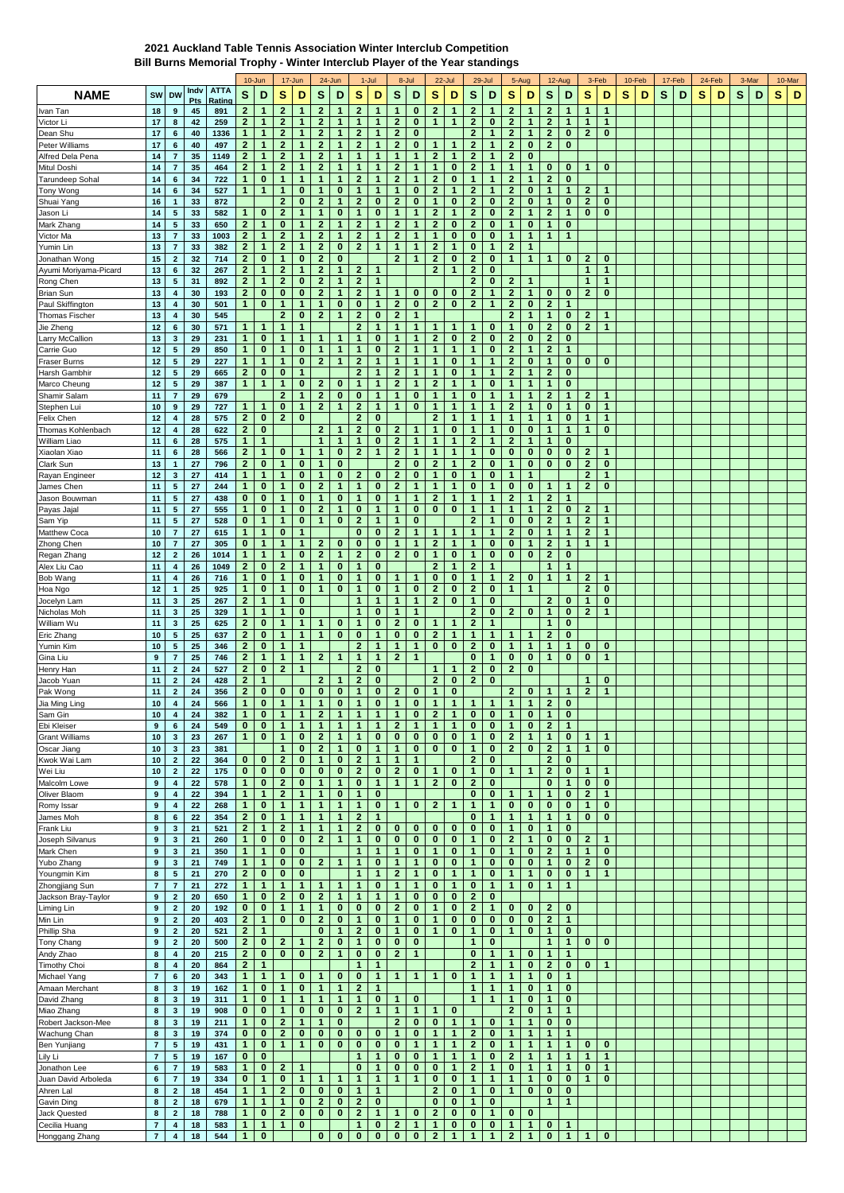# 2021 Auckland Table Tennis Association Winter Interclub Competition
## Bill Burns Memorial Trophy - Winter Interclub Player of the Year standings

| NAME | SW | DW | Indv Pts | ATTA Rating | 10-Jun | | 17-Jun | | 24-Jun | | 1-Jul | | 8-Jul | | 22-Jul | | 29-Jul | | 5-Aug | | 12-Aug | | 3-Feb | | 10-Feb | | 17-Feb | | 24-Feb | | 3-Mar | | 10-Mar | |
|---|---|---|---|---|---|---|---|---|---|---|---|---|---|---|---|---|---|---|---|---|---|---|---|---|---|---|---|---|---|---|---|---|---|---|
| | | | | | S | D | S | D | S | D | S | D | S | D | S | D | S | D | S | D | S | D | S | D | S | D | S | D | S | D | S | D | S | D |
| Ivan Tan | 18 | 9 | 45 | 891 | 2 | 1 | 2 | 1 | 2 | 1 | 2 | 1 | 1 | 0 | 2 | 1 | 2 | 1 | 2 | 1 | 2 | 1 | 1 | 1 | | | | | | | | | | |
| Victor Li | 17 | 8 | 42 | 259 | 2 | 1 | 2 | 1 | 2 | 1 | 1 | 1 | 2 | 0 | 1 | 1 | 2 | 0 | 2 | 1 | 2 | 1 | 1 | 1 | | | | | | | | | | |
| Dean Shu | 17 | 6 | 40 | 1336 | 1 | 1 | 2 | 1 | 2 | 1 | 2 | 1 | 2 | 0 | | | 2 | 1 | 2 | 1 | 2 | 0 | 2 | 0 | | | | | | | | | | |
| Peter Williams | 17 | 6 | 40 | 497 | 2 | 1 | 2 | 1 | 2 | 1 | 2 | 1 | 2 | 0 | 1 | 1 | 2 | 1 | 2 | 0 | 2 | 0 | | | | | | | | | | | | |
| Alfred Dela Pena | 14 | 7 | 35 | 1149 | 2 | 1 | 2 | 1 | 2 | 1 | 1 | 1 | 1 | 1 | 2 | 1 | 2 | 1 | 2 | 0 | | | | | | | | | | | | | | |
| Mitul Doshi | 14 | 7 | 35 | 464 | 2 | 1 | 2 | 1 | 2 | 1 | 1 | 1 | 2 | 1 | 1 | 0 | 2 | 1 | 1 | 1 | 0 | 0 | 1 | 0 | | | | | | | | | | |
| Tarundeep Sohal | 14 | 6 | 34 | 722 | 1 | 0 | 1 | 1 | 1 | 1 | 2 | 1 | 2 | 1 | 2 | 0 | 1 | 1 | 2 | 1 | 2 | 0 | | | | | | | | | | | | |
| Tony Wong | 14 | 6 | 34 | 527 | 1 | 1 | 1 | 0 | 1 | 0 | 1 | 1 | 1 | 0 | 2 | 1 | 2 | 1 | 2 | 0 | 1 | 1 | 2 | 1 | | | | | | | | | | |
| Shuai Yang | 16 | 1 | 33 | 872 | | | 2 | 0 | 2 | 1 | 2 | 0 | 2 | 0 | 1 | 0 | 2 | 0 | 2 | 0 | 1 | 0 | 2 | 0 | | | | | | | | | | |
| Jason Li | 14 | 5 | 33 | 582 | 1 | 0 | 2 | 1 | 1 | 0 | 1 | 0 | 1 | 1 | 2 | 1 | 2 | 0 | 2 | 1 | 2 | 1 | 0 | 0 | | | | | | | | | | |
| Mark Zhang | 14 | 5 | 33 | 650 | 2 | 1 | 0 | 1 | 2 | 1 | 2 | 1 | 2 | 1 | 2 | 0 | 2 | 0 | 1 | 0 | 1 | 0 | | | | | | | | | | | | |
| Victor Ma | 13 | 7 | 33 | 1003 | 2 | 1 | 2 | 1 | 2 | 1 | 2 | 1 | 2 | 1 | 1 | 0 | 0 | 0 | 1 | 1 | 1 | 1 | | | | | | | | | | | | |
| Yumin Lin | 13 | 7 | 33 | 382 | 2 | 1 | 2 | 1 | 2 | 0 | 2 | 1 | 1 | 1 | 2 | 1 | 0 | 1 | 2 | 1 | | | | | | | | | | | | | | |
| Jonathan Wong | 15 | 2 | 32 | 714 | 2 | 0 | 1 | 0 | 2 | 0 | | | 2 | 1 | 2 | 0 | 2 | 0 | 1 | 1 | 1 | 0 | 2 | 0 | | | | | | | | | | |
| Ayumi Moriyama-Picard | 13 | 6 | 32 | 267 | 2 | 1 | 2 | 1 | 2 | 1 | 2 | 1 | | | 2 | 1 | 2 | 0 | | | | | 1 | 1 | | | | | | | | | | |
| Rong Chen | 13 | 5 | 31 | 892 | 2 | 1 | 2 | 0 | 2 | 1 | 2 | 1 | | | | | 2 | 0 | 2 | 1 | | | 1 | 1 | | | | | | | | | | |
| Brian Sun | 13 | 4 | 30 | 193 | 2 | 0 | 0 | 0 | 2 | 1 | 2 | 1 | 1 | 0 | 0 | 0 | 2 | 1 | 2 | 1 | 0 | 0 | 2 | 0 | | | | | | | | | | |
| Paul Skiffington | 13 | 4 | 30 | 501 | 1 | 0 | 1 | 1 | 1 | 0 | 0 | 1 | 2 | 0 | 2 | 0 | 2 | 1 | 2 | 0 | 2 | 1 | | | | | | | | | | | | |
| Thomas Fischer | 13 | 4 | 30 | 545 | | | 2 | 0 | 2 | 1 | 2 | 0 | 2 | 1 | | | | | 2 | 1 | 1 | 0 | 2 | 1 | | | | | | | | | | |
| Jie Zheng | 12 | 6 | 30 | 571 | 1 | 1 | 1 | 1 | | | 2 | 1 | 1 | 1 | 1 | 1 | 1 | 0 | 1 | 0 | 2 | 0 | 2 | 1 | | | | | | | | | | |
| Larry McCallion | 13 | 3 | 29 | 231 | 1 | 0 | 1 | 1 | 1 | 1 | 1 | 0 | 1 | 1 | 2 | 0 | 2 | 0 | 2 | 0 | 2 | 0 | | | | | | | | | | | | |
| Carrie Guo | 12 | 5 | 29 | 850 | 1 | 0 | 1 | 0 | 1 | 1 | 1 | 0 | 2 | 1 | 1 | 1 | 1 | 0 | 2 | 1 | 2 | 1 | | | | | | | | | | | | |
| Fraser Burns | 12 | 5 | 29 | 227 | 1 | 1 | 1 | 0 | 2 | 1 | 2 | 1 | 1 | 1 | 1 | 0 | 1 | 1 | 2 | 0 | 1 | 0 | 0 | 0 | | | | | | | | | | |
| Harsh Gambhir | 12 | 5 | 29 | 665 | 2 | 0 | 0 | 1 | | | 2 | 1 | 2 | 1 | 1 | 0 | 1 | 1 | 2 | 1 | 2 | 0 | | | | | | | | | | | | |
| Marco Cheung | 12 | 5 | 29 | 387 | 1 | 1 | 1 | 0 | 2 | 0 | 1 | 1 | 2 | 1 | 2 | 1 | 1 | 0 | 1 | 1 | 1 | 0 | | | | | | | | | | | | |
| Shamir Salam | 11 | 7 | 29 | 679 | | | 2 | 1 | 2 | 0 | 0 | 1 | 1 | 0 | 1 | 1 | 0 | 1 | 1 | 1 | 2 | 1 | 2 | 1 | | | | | | | | | | |
| Stephen Lui | 10 | 9 | 29 | 727 | 1 | 1 | 0 | 1 | 2 | 1 | 2 | 1 | 1 | 0 | 1 | 1 | 1 | 1 | 2 | 1 | 0 | 1 | 0 | 1 | | | | | | | | | | |
| Felix Chen | 12 | 4 | 28 | 575 | 2 | 0 | 2 | 0 | | | 2 | 0 | | | 2 | 1 | 1 | 1 | 1 | 1 | 1 | 0 | 1 | 1 | | | | | | | | | | |
| Thomas Kohlenbach | 12 | 4 | 28 | 622 | 2 | 0 | | | 2 | 1 | 2 | 0 | 2 | 1 | 1 | 0 | 1 | 1 | 0 | 0 | 1 | 1 | 1 | 0 | | | | | | | | | | |
| William Liao | 11 | 6 | 28 | 575 | 1 | 1 | | | 1 | 1 | 1 | 0 | 2 | 1 | 1 | 1 | 2 | 1 | 2 | 1 | 1 | 0 | | | | | | | | | | | | |
| Xiaolan Xiao | 11 | 6 | 28 | 566 | 2 | 1 | 0 | 1 | 1 | 0 | 2 | 1 | 2 | 1 | 1 | 1 | 1 | 0 | 0 | 0 | 0 | 0 | 2 | 1 | | | | | | | | | | |
| Clark Sun | 13 | 1 | 27 | 796 | 2 | 0 | 1 | 0 | 1 | 0 | | | 2 | 0 | 2 | 1 | 2 | 0 | 1 | 0 | 0 | 0 | 2 | 0 | | | | | | | | | | |
| Rayan Engineer | 12 | 3 | 27 | 414 | 1 | 1 | 1 | 0 | 1 | 0 | 2 | 0 | 2 | 0 | 1 | 0 | 1 | 0 | 1 | 1 | | | 2 | 1 | | | | | | | | | | |
| James Chen | 11 | 5 | 27 | 244 | 1 | 0 | 1 | 0 | 2 | 1 | 1 | 0 | 2 | 1 | 1 | 1 | 0 | 1 | 0 | 0 | 1 | 1 | 2 | 0 | | | | | | | | | | |
| Jason Bouwman | 11 | 5 | 27 | 438 | 0 | 0 | 1 | 0 | 1 | 0 | 1 | 0 | 1 | 1 | 2 | 1 | 1 | 1 | 2 | 1 | 2 | 1 | | | | | | | | | | | | |
| Payas Jajal | 11 | 5 | 27 | 555 | 1 | 0 | 1 | 0 | 2 | 1 | 0 | 1 | 1 | 0 | 0 | 0 | 1 | 1 | 1 | 1 | 2 | 0 | 2 | 1 | | | | | | | | | | |
| Sam Yip | 11 | 5 | 27 | 528 | 0 | 1 | 1 | 0 | 1 | 0 | 2 | 1 | 1 | 0 | | | 2 | 1 | 0 | 0 | 2 | 1 | 2 | 1 | | | | | | | | | | |
| Matthew Coca | 10 | 7 | 27 | 615 | 1 | 1 | 0 | 1 | | | 0 | 0 | 2 | 1 | 1 | 1 | 1 | 1 | 2 | 0 | 1 | 1 | 2 | 1 | | | | | | | | | | |
| Zhong Chen | 10 | 7 | 27 | 305 | 0 | 1 | 1 | 1 | 2 | 0 | 0 | 0 | 1 | 1 | 2 | 1 | 1 | 0 | 0 | 1 | 2 | 1 | 1 | 1 | | | | | | | | | | |
| Regan Zhang | 12 | 2 | 26 | 1014 | 1 | 1 | 1 | 0 | 2 | 1 | 2 | 0 | 2 | 0 | 1 | 0 | 1 | 0 | 0 | 0 | 2 | 0 | | | | | | | | | | | | |
| Alex Liu Cao | 11 | 4 | 26 | 1049 | 2 | 0 | 2 | 1 | 1 | 0 | 1 | 0 | | | 2 | 1 | 2 | 1 | | | 1 | 1 | | | | | | | | | | | | |
| Bob Wang | 11 | 4 | 26 | 716 | 1 | 0 | 1 | 0 | 1 | 0 | 1 | 0 | 1 | 1 | 0 | 0 | 1 | 1 | 2 | 0 | 1 | 1 | 2 | 1 | | | | | | | | | | |
| Hoa Ngo | 12 | 1 | 25 | 925 | 1 | 0 | 1 | 0 | 1 | 0 | 1 | 0 | 1 | 0 | 2 | 0 | 2 | 0 | 1 | 1 | | | 2 | 0 | | | | | | | | | | |
| Jocelyn Lam | 11 | 3 | 25 | 267 | 2 | 1 | 1 | 0 | | | 1 | 1 | 1 | 1 | 2 | 0 | 1 | 0 | | | 2 | 0 | 1 | 0 | | | | | | | | | | |
| Nicholas Moh | 11 | 3 | 25 | 329 | 1 | 1 | 1 | 0 | | | 1 | 0 | 1 | 1 | | | 2 | 0 | 2 | 0 | 1 | 0 | 2 | 1 | | | | | | | | | | |
| William Wu | 11 | 3 | 25 | 625 | 2 | 0 | 1 | 1 | 1 | 0 | 1 | 0 | 2 | 0 | 1 | 1 | 2 | 1 | | | 1 | 0 | | | | | | | | | | | | |
| Eric Zhang | 10 | 5 | 25 | 637 | 2 | 0 | 1 | 1 | 1 | 0 | 0 | 1 | 0 | 0 | 2 | 1 | 1 | 1 | 1 | 1 | 2 | 0 | | | | | | | | | | | | |
| Yumin Kim | 10 | 5 | 25 | 346 | 2 | 0 | 1 | 1 | | | 2 | 1 | 1 | 1 | 0 | 0 | 2 | 0 | 1 | 1 | 1 | 1 | 0 | 0 | | | | | | | | | | |
| Gina Liu | 9 | 7 | 25 | 746 | 2 | 1 | 1 | 1 | 2 | 1 | 1 | 1 | 2 | 1 | | | 0 | 1 | 0 | 0 | 1 | 0 | 0 | 1 | | | | | | | | | | |
| Henry Han | 11 | 2 | 24 | 527 | 2 | 0 | 2 | 1 | | | 2 | 0 | | | 1 | 1 | 2 | 0 | 2 | 0 | | | | | | | | | | | | | | |
| Jacob Yuan | 11 | 2 | 24 | 428 | 2 | 1 | | | 2 | 1 | 2 | 0 | | | 2 | 0 | 2 | 0 | | | | | 1 | 0 | | | | | | | | | | |
| Pak Wong | 11 | 2 | 24 | 356 | 2 | 0 | 0 | 0 | 0 | 0 | 1 | 0 | 2 | 0 | 1 | 0 | | | 2 | 0 | 1 | 1 | 2 | 1 | | | | | | | | | | |
| Jia Ming Ling | 10 | 4 | 24 | 566 | 1 | 0 | 1 | 1 | 1 | 0 | 1 | 0 | 1 | 0 | 1 | 1 | 1 | 1 | 1 | 1 | 2 | 0 | | | | | | | | | | | | |
| Sam Gin | 10 | 4 | 24 | 382 | 1 | 0 | 1 | 1 | 2 | 1 | 1 | 1 | 1 | 0 | 2 | 1 | 0 | 0 | 1 | 0 | 1 | 0 | | | | | | | | | | | | |
| Ebi Kleiser | 9 | 6 | 24 | 549 | 0 | 0 | 1 | 1 | 1 | 1 | 1 | 1 | 2 | 1 | 1 | 1 | 0 | 0 | 1 | 0 | 2 | 1 | | | | | | | | | | | | |
| Grant Williams | 10 | 3 | 23 | 267 | 1 | 0 | 1 | 0 | 2 | 1 | 1 | 0 | 0 | 0 | 0 | 0 | 1 | 0 | 2 | 1 | 1 | 0 | 1 | 1 | | | | | | | | | | |
| Oscar Jiang | 10 | 3 | 23 | 381 | | | 1 | 0 | 2 | 1 | 0 | 1 | 1 | 0 | 0 | 0 | 1 | 0 | 2 | 0 | 2 | 1 | 1 | 0 | | | | | | | | | | |
| Kwok Wai Lam | 10 | 2 | 22 | 364 | 0 | 0 | 2 | 0 | 1 | 0 | 2 | 1 | 1 | 1 | | | 2 | 0 | | | 2 | 0 | | | | | | | | | | | | |
| Wei Liu | 10 | 2 | 22 | 175 | 0 | 0 | 0 | 0 | 0 | 0 | 2 | 0 | 2 | 0 | 1 | 0 | 1 | 0 | 1 | 1 | 2 | 0 | 1 | 1 | | | | | | | | | | |
| Malcolm Lowe | 9 | 4 | 22 | 578 | 1 | 0 | 2 | 0 | 1 | 1 | 0 | 1 | 1 | 1 | 2 | 0 | 2 | 0 | | | 0 | 1 | 0 | 0 | | | | | | | | | | |
| Oliver Blaom | 9 | 4 | 22 | 394 | 1 | 1 | 2 | 1 | 1 | 0 | 1 | 0 | | | | | 0 | 0 | 1 | 1 | 1 | 0 | 2 | 1 | | | | | | | | | | |
| Romy Issar | 9 | 4 | 22 | 268 | 1 | 0 | 1 | 1 | 1 | 1 | 1 | 0 | 1 | 0 | 2 | 1 | 1 | 1 | 0 | 0 | 0 | 0 | 1 | 0 | | | | | | | | | | |
| James Moh | 8 | 6 | 22 | 354 | 2 | 0 | 1 | 1 | 1 | 1 | 2 | 1 | | | | | 0 | 1 | 1 | 1 | 1 | 1 | 0 | 0 | | | | | | | | | | |
| Frank Liu | 9 | 3 | 21 | 521 | 2 | 1 | 2 | 1 | 1 | 1 | 2 | 0 | 0 | 0 | 0 | 0 | 0 | 0 | 1 | 0 | 1 | 0 | | | | | | | | | | | | |
| Joseph Silvanus | 9 | 3 | 21 | 260 | 1 | 0 | 0 | 0 | 2 | 1 | 1 | 0 | 0 | 0 | 0 | 0 | 1 | 0 | 2 | 1 | 0 | 0 | 2 | 1 | | | | | | | | | | |
| Mark Chen | 9 | 3 | 21 | 350 | 1 | 1 | 0 | 0 | | | 1 | 1 | 1 | 0 | 1 | 0 | 1 | 0 | 1 | 0 | 2 | 1 | 1 | 0 | | | | | | | | | | |
| Yubo Zhang | 9 | 3 | 21 | 749 | 1 | 1 | 0 | 0 | 2 | 1 | 1 | 0 | 1 | 1 | 0 | 0 | 1 | 0 | 0 | 0 | 1 | 0 | 2 | 0 | | | | | | | | | | |
| Youngmin Kim | 8 | 5 | 21 | 270 | 2 | 0 | 0 | 0 | | | 1 | 1 | 2 | 1 | 0 | 1 | 1 | 0 | 1 | 1 | 0 | 0 | 1 | 1 | | | | | | | | | | |
| Zhongjiang Sun | 7 | 7 | 21 | 272 | 1 | 1 | 1 | 1 | 1 | 1 | 1 | 0 | 1 | 1 | 0 | 1 | 0 | 1 | 1 | 0 | 1 | 1 | | | | | | | | | | | | |
| Jackson Bray-Taylor | 9 | 2 | 20 | 650 | 1 | 0 | 2 | 0 | 2 | 1 | 1 | 1 | 1 | 0 | 0 | 0 | 2 | 0 | | | | | | | | | | | | | | | | |
| Liming Lin | 9 | 2 | 20 | 192 | 0 | 0 | 1 | 1 | 1 | 0 | 0 | 0 | 2 | 0 | 1 | 0 | 2 | 1 | 0 | 0 | 2 | 0 | | | | | | | | | | | | |
| Min Lin | 9 | 2 | 20 | 403 | 2 | 1 | 0 | 0 | 2 | 0 | 1 | 0 | 1 | 0 | 1 | 0 | 0 | 0 | 0 | 0 | 2 | 1 | | | | | | | | | | | | |
| Phillip Sha | 9 | 2 | 20 | 521 | 2 | 1 | | | 0 | 1 | 2 | 0 | 1 | 0 | 1 | 0 | 1 | 0 | 1 | 0 | 1 | 0 | | | | | | | | | | | | |
| Tony Chang | 9 | 2 | 20 | 500 | 2 | 0 | 2 | 1 | 2 | 0 | 1 | 0 | 0 | 0 | | | 1 | 0 | | | 1 | 1 | 0 | 0 | | | | | | | | | | |
| Andy Zhao | 8 | 4 | 20 | 215 | 2 | 0 | 0 | 0 | 2 | 1 | 0 | 0 | 2 | 1 | | | 0 | 1 | 1 | 0 | 1 | 1 | | | | | | | | | | | | |
| Timothy Choi | 8 | 4 | 20 | 864 | 2 | 1 | | | | | 1 | 1 | | | | | 2 | 1 | 1 | 0 | 2 | 0 | 0 | 1 | | | | | | | | | | |
| Michael Yang | 7 | 6 | 20 | 343 | 1 | 1 | 1 | 0 | 1 | 0 | 0 | 1 | 1 | 1 | 1 | 0 | 1 | 1 | 1 | 1 | 0 | 1 | | | | | | | | | | | | |
| Amaan Merchant | 8 | 3 | 19 | 162 | 1 | 0 | 1 | 0 | 1 | 1 | 2 | 1 | | | | | 1 | 1 | 1 | 0 | 1 | 0 | | | | | | | | | | | | |
| David Zhang | 8 | 3 | 19 | 311 | 1 | 0 | 1 | 1 | 1 | 1 | 1 | 0 | 1 | 0 | | | 1 | 1 | 1 | 0 | 1 | 0 | | | | | | | | | | | | |
| Miao Zhang | 8 | 3 | 19 | 908 | 0 | 0 | 1 | 0 | 0 | 0 | 2 | 1 | 1 | 1 | 1 | 0 | | | 2 | 0 | 1 | 1 | | | | | | | | | | | | |
| Robert Jackson-Mee | 8 | 3 | 19 | 211 | 1 | 0 | 2 | 1 | 1 | 0 | | | 2 | 0 | 0 | 1 | 1 | 0 | 1 | 1 | 0 | 0 | | | | | | | | | | | | |
| Wachung Chan | 8 | 3 | 19 | 374 | 0 | 0 | 2 | 0 | 0 | 0 | 0 | 0 | 1 | 0 | 1 | 1 | 2 | 0 | 1 | 1 | 1 | 1 | | | | | | | | | | | | |
| Ben Yunjiang | 7 | 5 | 19 | 431 | 1 | 0 | 1 | 1 | 0 | 0 | 0 | 0 | 0 | 1 | 1 | 1 | 2 | 0 | 1 | 1 | 1 | 1 | 0 | 0 | | | | | | | | | | |
| Lily Li | 7 | 5 | 19 | 167 | 0 | 0 | | | | | 1 | 1 | 0 | 0 | 1 | 1 | 1 | 0 | 2 | 1 | 1 | 1 | 1 | 1 | | | | | | | | | | |
| Jonathon Lee | 6 | 7 | 19 | 583 | 1 | 0 | 2 | 1 | | | 0 | 1 | 0 | 0 | 0 | 1 | 2 | 1 | 0 | 1 | 1 | 1 | 0 | 1 | | | | | | | | | | |
| Juan David Arboleda | 6 | 7 | 19 | 334 | 0 | 1 | 0 | 1 | 1 | 1 | 1 | 1 | 1 | 1 | 0 | 0 | 1 | 1 | 1 | 1 | 0 | 0 | 1 | 0 | | | | | | | | | | |
| Ahren Lal | 8 | 2 | 18 | 454 | 1 | 1 | 2 | 0 | 0 | 0 | 1 | 1 | | | 2 | 0 | 1 | 0 | 1 | 0 | 0 | 0 | | | | | | | | | | | | |
| Gavin Ding | 8 | 2 | 18 | 679 | 1 | 1 | 1 | 0 | 2 | 0 | 2 | 0 | | | 0 | 0 | 1 | 0 | | | 1 | 1 | | | | | | | | | | | | |
| Jack Quested | 8 | 2 | 18 | 788 | 1 | 0 | 2 | 0 | 0 | 0 | 2 | 1 | 1 | 0 | 2 | 0 | 0 | 1 | 0 | 0 | | | | | | | | | | | | | | |
| Cecilia Huang | 7 | 4 | 18 | 583 | 1 | 1 | 1 | 0 | | | 1 | 0 | 2 | 1 | 1 | 0 | 0 | 0 | 1 | 1 | 0 | 1 | | | | | | | | | | | | |
| Honggang Zhang | 7 | 4 | 18 | 544 | 1 | 0 | | | 0 | 0 | 0 | 0 | 0 | 0 | 2 | 1 | 1 | 1 | 2 | 1 | 0 | 1 | 1 | 0 | | | | | | | | | | |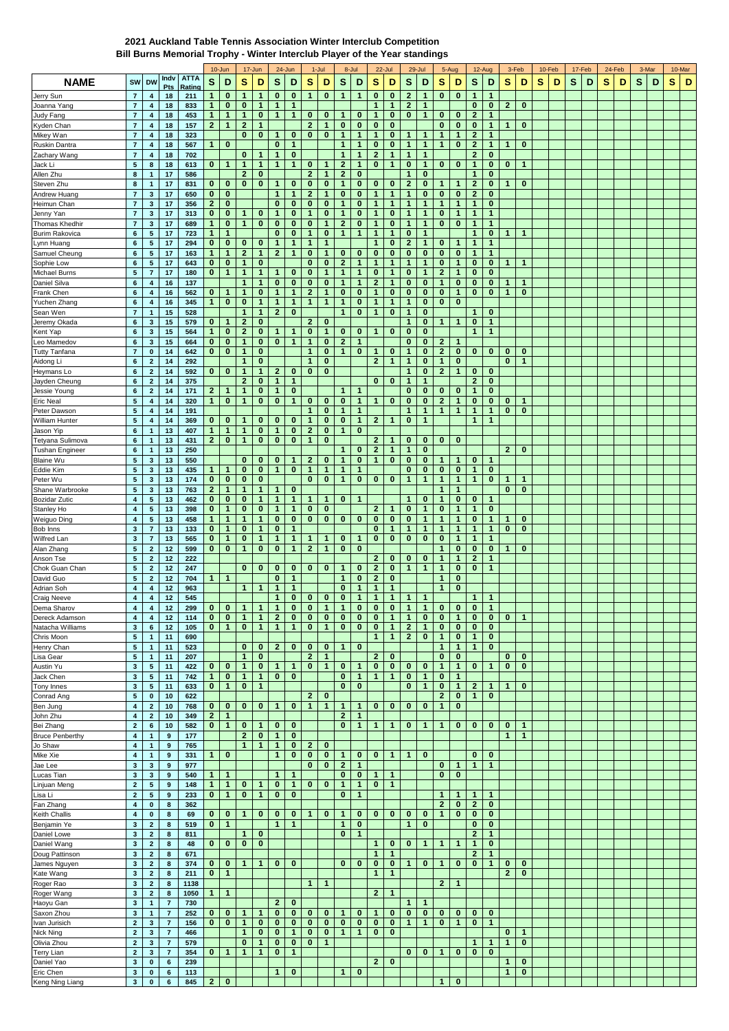# 2021 Auckland Table Tennis Association Winter Interclub Competition

## Bill Burns Memorial Trophy - Winter Interclub Player of the Year standings

| NAME | SW | DW | Indv Pts | ATTA Rating | 10-Jun S | 10-Jun D | 17-Jun S | 17-Jun D | 24-Jun S | 24-Jun D | 1-Jul S | 1-Jul D | 8-Jul S | 8-Jul D | 22-Jul S | 22-Jul D | 29-Jul S | 29-Jul D | 5-Aug S | 5-Aug D | 12-Aug S | 12-Aug D | 3-Feb S | 3-Feb D | 10-Feb S | 10-Feb D | 17-Feb S | 17-Feb D | 24-Feb S | 24-Feb D | 3-Mar S | 3-Mar D | 10-Mar S | 10-Mar D |
|---|---|---|---|---|---|---|---|---|---|---|---|---|---|---|---|---|---|---|---|---|---|---|---|---|---|---|---|---|---|---|---|---|---|---|
| Jerry Sun | 7 | 4 | 18 | 211 | 1 | 0 | 1 | 1 | 0 | 0 | 1 | 0 | 1 | 1 | 0 | 0 | 2 | 1 | 0 | 0 | 1 | 1 | | | | | | | | | | | | |
| Joanna Yang | 7 | 4 | 18 | 833 | 1 | 0 | 0 | 1 | 1 | 1 | | | | | 1 | 1 | 2 | 1 | | | 0 | 0 | 2 | 0 | | | | | | | | | | |
| Judy Fang | 7 | 4 | 18 | 453 | 1 | 1 | 1 | 0 | 1 | 1 | 0 | 0 | 1 | 0 | 1 | 0 | 0 | 1 | 0 | 0 | 2 | 1 | | | | | | | | | | | | |
| Kyden Chan | 7 | 4 | 18 | 157 | 2 | 1 | 2 | 1 | | | 2 | 1 | 0 | 0 | 0 | 0 | | | 0 | 0 | 0 | 1 | 1 | 0 | | | | | | | | | | |
| Mikey Wan | 7 | 4 | 18 | 323 | | | 0 | 0 | 1 | 0 | 0 | 0 | 1 | 1 | 1 | 0 | 1 | 1 | 1 | 1 | 2 | 1 | | | | | | | | | | | | |
| Ruskin Dantra | 7 | 4 | 18 | 567 | 1 | 0 | | | 0 | 1 | | | 1 | 1 | 0 | 0 | 1 | 1 | 1 | 0 | 2 | 1 | 1 | 0 | | | | | | | | | | |
| Zachary Wang | 7 | 4 | 18 | 702 | | | 0 | 1 | 1 | 0 | | | 1 | 1 | 2 | 1 | 1 | 1 | | | 2 | 0 | | | | | | | | | | | | |
| Jack Li | 5 | 8 | 18 | 613 | 0 | 1 | 1 | 1 | 1 | 1 | 0 | 1 | 2 | 1 | 0 | 1 | 0 | 1 | 0 | 0 | 1 | 0 | 0 | 1 | | | | | | | | | | |
| Allen Zhu | 8 | 1 | 17 | 586 | | | 2 | 0 | | | 2 | 1 | 2 | 0 | | | 1 | 0 | | | 1 | 0 | | | | | | | | | | | | |
| Steven Zhu | 8 | 1 | 17 | 831 | 0 | 0 | 0 | 0 | 1 | 0 | 0 | 0 | 1 | 0 | 0 | 0 | 2 | 0 | 1 | 1 | 2 | 0 | 1 | 0 | | | | | | | | | | |
| Andrew Huang | 7 | 3 | 17 | 650 | 0 | 0 | | | 1 | 1 | 2 | 1 | 0 | 0 | 1 | 1 | 1 | 0 | 0 | 0 | 2 | 0 | | | | | | | | | | | | |
| Heimun Chan | 7 | 3 | 17 | 356 | 2 | 0 | | | 0 | 0 | 0 | 0 | 1 | 0 | 1 | 1 | 1 | 1 | 1 | 1 | 1 | 0 | | | | | | | | | | | | |
| Jenny Yan | 7 | 3 | 17 | 313 | 0 | 0 | 1 | 0 | 1 | 0 | 1 | 0 | 1 | 0 | 1 | 0 | 1 | 1 | 0 | 1 | 1 | 1 | | | | | | | | | | | | |
| Thomas Khedhir | 7 | 3 | 17 | 689 | 1 | 0 | 1 | 0 | 0 | 0 | 0 | 1 | 2 | 0 | 1 | 0 | 1 | 1 | 0 | 0 | 1 | 1 | | | | | | | | | | | | |
| Burim Rakovica | 6 | 5 | 17 | 723 | 1 | 1 | | | 0 | 0 | 1 | 0 | 1 | 1 | 1 | 1 | 0 | 1 | | | 1 | 0 | 1 | 1 | | | | | | | | | | |
| Lynn Huang | 6 | 5 | 17 | 294 | 0 | 0 | 0 | 0 | 1 | 1 | 1 | 1 | | | 1 | 0 | 2 | 1 | 0 | 1 | 1 | 1 | | | | | | | | | | | | |
| Samuel Cheong | 6 | 5 | 17 | 163 | 1 | 1 | 2 | 1 | 2 | 1 | 0 | 1 | 0 | 0 | 0 | 0 | 0 | 0 | 0 | 0 | 1 | 1 | | | | | | | | | | | | |
| Sophie Low | 6 | 5 | 17 | 643 | 0 | 0 | 1 | 0 | | | 0 | 0 | 2 | 1 | 1 | 1 | 1 | 1 | 0 | 1 | 0 | 0 | 1 | 1 | | | | | | | | | | |
| Michael Burns | 5 | 7 | 17 | 180 | 0 | 1 | 1 | 1 | 1 | 0 | 0 | 1 | 1 | 1 | 0 | 1 | 0 | 1 | 2 | 1 | 0 | 0 | | | | | | | | | | | | |
| Daniel Silva | 6 | 4 | 16 | 137 | | | 1 | 1 | 0 | 0 | 0 | 0 | 1 | 1 | 2 | 1 | 0 | 0 | 1 | 0 | 0 | 0 | 1 | 1 | | | | | | | | | | |
| Frank Chen | 6 | 4 | 16 | 562 | 0 | 1 | 1 | 0 | 1 | 1 | 2 | 1 | 0 | 0 | 1 | 0 | 0 | 0 | 0 | 1 | 0 | 0 | 1 | 0 | | | | | | | | | | |
| Yuchen Zhang | 6 | 4 | 16 | 345 | 1 | 0 | 0 | 1 | 1 | 1 | 1 | 1 | 1 | 0 | 1 | 1 | 1 | 0 | 0 | 0 | | | | | | | | | | | | | | |
| Sean Wen | 7 | 1 | 15 | 528 | | | 1 | 1 | 2 | 0 | | | 1 | 0 | 1 | 0 | 1 | 0 | | | 1 | 0 | | | | | | | | | | | | |
| Jeremy Okada | 6 | 3 | 15 | 579 | 0 | 1 | 2 | 0 | | | 2 | 0 | | | | | 1 | 0 | 1 | 1 | 0 | 1 | | | | | | | | | | | | |
| Kent Yap | 6 | 3 | 15 | 564 | 1 | 0 | 2 | 0 | 1 | 1 | 0 | 1 | 0 | 0 | 1 | 0 | 0 | 0 | | | 1 | 1 | | | | | | | | | | | | |
| Leo Mamedov | 6 | 3 | 15 | 664 | 0 | 0 | 1 | 0 | 0 | 1 | 1 | 0 | 2 | 1 | | | 0 | 0 | 2 | 1 | | | | | | | | | | | | | | |
| Tutty Tanfana | 7 | 0 | 14 | 642 | 0 | 0 | 1 | 0 | | | 1 | 0 | 1 | 0 | 1 | 0 | 1 | 0 | 2 | 0 | 0 | 0 | 0 | 0 | | | | | | | | | | |
| Aidong Li | 6 | 2 | 14 | 292 | | | 1 | 0 | | | 1 | 0 | | | 2 | 1 | 1 | 0 | 1 | 0 | | | 0 | 1 | | | | | | | | | | |
| Heymans Lo | 6 | 2 | 14 | 592 | 0 | 0 | 1 | 1 | 2 | 0 | 0 | 0 | | | | | 1 | 0 | 2 | 1 | 0 | 0 | | | | | | | | | | | | |
| Jayden Cheung | 6 | 2 | 14 | 375 | | | 2 | 0 | 1 | 1 | | | | | 0 | 0 | 1 | 1 | | | 2 | 0 | | | | | | | | | | | | |
| Jessie Young | 6 | 2 | 14 | 171 | 2 | 1 | 1 | 0 | 1 | 0 | | | 1 | 1 | | | 0 | 0 | 0 | 0 | 1 | 0 | | | | | | | | | | | | |
| Eric Neal | 5 | 4 | 14 | 320 | 1 | 0 | 1 | 0 | 0 | 1 | 0 | 0 | 0 | 1 | 1 | 0 | 0 | 0 | 2 | 1 | 0 | 0 | 0 | 1 | | | | | | | | | | |
| Peter Dawson | 5 | 4 | 14 | 191 | | | | | | | 1 | 0 | 1 | 1 | | | 1 | 1 | 1 | 1 | 1 | 1 | 0 | 0 | | | | | | | | | | |
| William Hunter | 5 | 4 | 14 | 369 | 0 | 0 | 1 | 0 | 0 | 0 | 1 | 0 | 0 | 1 | 2 | 1 | 0 | 1 | | | 1 | 1 | | | | | | | | | | | | |
| Jason Yip | 6 | 1 | 13 | 407 | 1 | 1 | 1 | 0 | 1 | 0 | 2 | 0 | 1 | 0 | | | | | | | | | | | | | | | | | | | | |
| Tetyana Sulimova | 6 | 1 | 13 | 431 | 2 | 0 | 1 | 0 | 0 | 0 | 1 | 0 | | | 2 | 1 | 0 | 0 | 0 | 0 | | | | | | | | | | | | | | |
| Tushan Engineer | 6 | 1 | 13 | 250 | | | | | | | | | 1 | 0 | 2 | 1 | 1 | 0 | | | | | 2 | 0 | | | | | | | | | | |
| Blaine Wu | 5 | 3 | 13 | 550 | | | 0 | 0 | 0 | 1 | 2 | 0 | 1 | 0 | 1 | 0 | 0 | 0 | 1 | 1 | 0 | 1 | | | | | | | | | | | | |
| Eddie Kim | 5 | 3 | 13 | 435 | 1 | 1 | 0 | 0 | 1 | 0 | 1 | 1 | 1 | 1 | | | 0 | 0 | 0 | 0 | 1 | 0 | | | | | | | | | | | | |
| Peter Wu | 5 | 3 | 13 | 174 | 0 | 0 | 0 | 0 | | | 0 | 0 | 1 | 0 | 0 | 0 | 1 | 1 | 1 | 1 | 1 | 0 | 1 | 1 | | | | | | | | | | |
| Shane Warbrooke | 5 | 3 | 13 | 763 | 2 | 1 | 1 | 1 | 1 | 0 | | | | | | | | | 1 | 1 | | | 0 | 0 | | | | | | | | | | |
| Bozidar Zutic | 4 | 5 | 13 | 462 | 0 | 0 | 0 | 1 | 1 | 1 | 1 | 1 | 0 | 1 | | | 1 | 0 | 1 | 0 | 0 | 1 | | | | | | | | | | | | |
| Stanley Ho | 4 | 5 | 13 | 398 | 0 | 1 | 0 | 0 | 1 | 1 | 0 | 0 | | | 2 | 1 | 0 | 1 | 0 | 1 | 1 | 0 | | | | | | | | | | | | |
| Weiguo Ding | 4 | 5 | 13 | 458 | 1 | 1 | 1 | 1 | 0 | 0 | 0 | 0 | 0 | 0 | 0 | 0 | 0 | 1 | 1 | 1 | 0 | 1 | 1 | 0 | | | | | | | | | | |
| Bob Inns | 3 | 7 | 13 | 133 | 0 | 1 | 0 | 1 | 0 | 1 | | | | | 0 | 1 | 1 | 1 | 1 | 1 | 1 | 1 | 0 | 0 | | | | | | | | | | |
| Wilfred Lan | 3 | 7 | 13 | 565 | 0 | 1 | 0 | 1 | 1 | 1 | 1 | 1 | 0 | 1 | 0 | 0 | 0 | 0 | 0 | 1 | 1 | 1 | | | | | | | | | | | | |
| Alan Zhang | 5 | 2 | 12 | 599 | 0 | 0 | 1 | 0 | 0 | 1 | 2 | 1 | 0 | 0 | | | | | 1 | 0 | 0 | 0 | 1 | 0 | | | | | | | | | | |
| Anson Tse | 5 | 2 | 12 | 222 | | | | | | | | | | | 2 | 0 | 0 | 0 | 1 | 1 | 2 | 1 | | | | | | | | | | | | |
| Chok Guan Chan | 5 | 2 | 12 | 247 | | | 0 | 0 | 0 | 0 | 0 | 0 | 1 | 0 | 2 | 0 | 1 | 1 | 1 | 0 | 0 | 1 | | | | | | | | | | | | |
| David Guo | 5 | 2 | 12 | 704 | 1 | 1 | | | 0 | 1 | | | 1 | 0 | 2 | 0 | | | 1 | 0 | | | | | | | | | | | | | | |
| Adrian Soh | 4 | 4 | 12 | 963 | | | 1 | 1 | 1 | 1 | | | 0 | 1 | 1 | 1 | | | 1 | 0 | | | | | | | | | | | | | | |
| Craig Neeve | 4 | 4 | 12 | 545 | | | | | 1 | 0 | 0 | 0 | 0 | 1 | 1 | 1 | 1 | 1 | | | 1 | 1 | | | | | | | | | | | | |
| Dema Sharov | 4 | 4 | 12 | 299 | 0 | 0 | 1 | 1 | 1 | 0 | 0 | 1 | 1 | 0 | 0 | 0 | 1 | 1 | 0 | 0 | 0 | 1 | | | | | | | | | | | | |
| Dereck Adamson | 4 | 4 | 12 | 114 | 0 | 0 | 1 | 1 | 2 | 0 | 0 | 0 | 0 | 0 | 0 | 1 | 1 | 0 | 0 | 1 | 0 | 0 | 0 | 1 | | | | | | | | | | |
| Natacha Williams | 3 | 6 | 12 | 105 | 0 | 1 | 0 | 1 | 1 | 1 | 0 | 1 | 0 | 0 | 0 | 1 | 2 | 1 | 0 | 0 | 0 | 0 | | | | | | | | | | | | |
| Chris Moon | 5 | 1 | 11 | 690 | | | | | | | | | | | 1 | 1 | 2 | 0 | 1 | 0 | 1 | 0 | | | | | | | | | | | | |
| Henry Chan | 5 | 1 | 11 | 523 | | | 0 | 0 | 2 | 0 | 0 | 0 | 1 | 0 | | | | | 1 | 1 | 1 | 0 | | | | | | | | | | | | |
| Lisa Gear | 5 | 1 | 11 | 207 | | | 1 | 0 | | | 2 | 1 | | | 2 | 0 | | | 0 | 0 | | | 0 | 0 | | | | | | | | | | |
| Austin Yu | 3 | 5 | 11 | 422 | 0 | 0 | 1 | 0 | 1 | 1 | 0 | 1 | 0 | 1 | 0 | 0 | 0 | 0 | 1 | 1 | 0 | 1 | 0 | 0 | | | | | | | | | | |
| Jack Chen | 3 | 5 | 11 | 742 | 1 | 0 | 1 | 1 | 0 | 0 | | | 0 | 1 | 1 | 1 | 0 | 1 | 0 | 1 | | | | | | | | | | | | | | |
| Tony Innes | 3 | 5 | 11 | 633 | 0 | 1 | 0 | 1 | | | | | 0 | 0 | | | 0 | 1 | 0 | 1 | 2 | 1 | 1 | 0 | | | | | | | | | | |
| Conrad Ang | 5 | 0 | 10 | 622 | | | | | | | 2 | 0 | | | | | | | 2 | 0 | 1 | 0 | | | | | | | | | | | | |
| Ben Jung | 4 | 2 | 10 | 768 | 0 | 0 | 0 | 0 | 1 | 0 | 1 | 1 | 1 | 1 | 0 | 0 | 0 | 0 | 1 | 0 | | | | | | | | | | | | | | |
| John Zhu | 4 | 2 | 10 | 349 | 2 | 1 | | | | | | | 2 | 1 | | | | | | | | | | | | | | | | | | | | |
| Bei Zhang | 2 | 6 | 10 | 582 | 0 | 1 | 0 | 1 | 0 | 0 | | | 0 | 1 | 1 | 1 | 0 | 1 | 1 | 0 | 0 | 0 | 0 | 1 | | | | | | | | | | |
| Bruce Penberthy | 4 | 1 | 9 | 177 | | | 2 | 0 | 1 | 0 | | | | | | | | | | | | | 1 | 1 | | | | | | | | | | |
| Jo Shaw | 4 | 1 | 9 | 765 | | | 1 | 1 | 1 | 0 | 2 | 0 | | | | | | | | | | | | | | | | | | | | | | |
| Mike Xie | 4 | 1 | 9 | 331 | 1 | 0 | | | 1 | 0 | 0 | 0 | 1 | 0 | 0 | 1 | 1 | 0 | | | 0 | 0 | | | | | | | | | | | | |
| Jae Lee | 3 | 3 | 9 | 977 | | | | | | | 0 | 0 | 2 | 1 | | | | | 0 | 1 | 1 | 1 | | | | | | | | | | | | |
| Lucas Tian | 3 | 3 | 9 | 540 | 1 | 1 | | | 1 | 1 | | | 0 | 0 | 1 | 1 | | | 0 | 0 | | | | | | | | | | | | | | |
| Linjuan Meng | 2 | 5 | 9 | 148 | 1 | 1 | 0 | 1 | 0 | 1 | 0 | 0 | 1 | 1 | 0 | 1 | | | | | | | | | | | | | | | | | | |
| Lisa Li | 2 | 5 | 9 | 233 | 0 | 1 | 0 | 1 | 0 | 0 | | | 0 | 1 | | | | | 1 | 1 | 1 | 1 | | | | | | | | | | | | |
| Fan Zhang | 4 | 0 | 8 | 362 | | | | | | | | | | | | | | | 2 | 0 | 2 | 0 | | | | | | | | | | | | |
| Keith Challis | 4 | 0 | 8 | 69 | 0 | 0 | 1 | 0 | 0 | 0 | 1 | 0 | 1 | 0 | 0 | 0 | 0 | 0 | 1 | 0 | 0 | 0 | | | | | | | | | | | | |
| Benjamin Ye | 3 | 2 | 8 | 519 | 0 | 1 | | | 1 | 1 | | | 1 | 0 | | | 1 | 0 | | | 0 | 0 | | | | | | | | | | | | |
| Daniel Lowe | 3 | 2 | 8 | 811 | | | 1 | 0 | | | | | 0 | 1 | | | | | | | 2 | 1 | | | | | | | | | | | | |
| Daniel Wang | 3 | 2 | 8 | 48 | 0 | 0 | 0 | 0 | | | | | | | 1 | 0 | 0 | 1 | 1 | 1 | 1 | 0 | | | | | | | | | | | | |
| Doug Pattinson | 3 | 2 | 8 | 671 | | | | | | | | | | | 1 | 1 | | | | | 2 | 1 | | | | | | | | | | | | |
| James Nguyen | 3 | 2 | 8 | 374 | 0 | 0 | 1 | 1 | 0 | 0 | | | 0 | 0 | 0 | 0 | 1 | 0 | 1 | 0 | 0 | 1 | 0 | 0 | | | | | | | | | | |
| Kate Wang | 3 | 2 | 8 | 211 | 0 | 1 | | | | | | | | | 1 | 1 | | | | | | | 2 | 0 | | | | | | | | | | |
| Roger Rao | 3 | 2 | 8 | 1138 | | | | | | | 1 | 1 | | | | | | | 2 | 1 | | | | | | | | | | | | | | |
| Roger Wang | 3 | 2 | 8 | 1050 | 1 | 1 | | | | | | | | | 2 | 1 | | | | | | | | | | | | | | | | | | |
| Haoyu Gan | 3 | 1 | 7 | 730 | | | | | 2 | 0 | | | | | | | 1 | 1 | | | | | | | | | | | | | | | | |
| Saxon Zhou | 3 | 1 | 7 | 252 | 0 | 0 | 1 | 1 | 0 | 0 | 0 | 0 | 1 | 0 | 1 | 0 | 0 | 0 | 0 | 0 | 0 | 0 | | | | | | | | | | | | |
| Ivan Jurisich | 2 | 3 | 7 | 156 | 0 | 0 | 1 | 0 | 0 | 0 | 0 | 0 | 0 | 0 | 0 | 0 | 1 | 1 | 0 | 1 | 0 | 1 | | | | | | | | | | | | |
| Nick Ning | 2 | 3 | 7 | 466 | | | 1 | 0 | 0 | 1 | 0 | 0 | 1 | 1 | 0 | 0 | | | | | | | 0 | 1 | | | | | | | | | | |
| Olivia Zhou | 2 | 3 | 7 | 579 | | | 0 | 1 | 0 | 0 | 0 | 1 | | | | | | | | | 1 | 1 | 1 | 0 | | | | | | | | | | |
| Terry Lian | 2 | 3 | 7 | 354 | 0 | 1 | 1 | 1 | 0 | 1 | | | | | | | 0 | 0 | 1 | 0 | 0 | 0 | | | | | | | | | | | | |
| Daniel Yao | 3 | 0 | 6 | 239 | | | | | | | | | | | 2 | 0 | | | | | | | 1 | 0 | | | | | | | | | | |
| Eric Chen | 3 | 0 | 6 | 113 | | | | | 1 | 0 | | | 1 | 0 | | | | | | | | | 1 | 0 | | | | | | | | | | |
| Keng Ning Liang | 3 | 0 | 6 | 845 | 2 | 0 | | | | | | | | | | | | | 1 | 0 | | | | | | | | | | | | | | |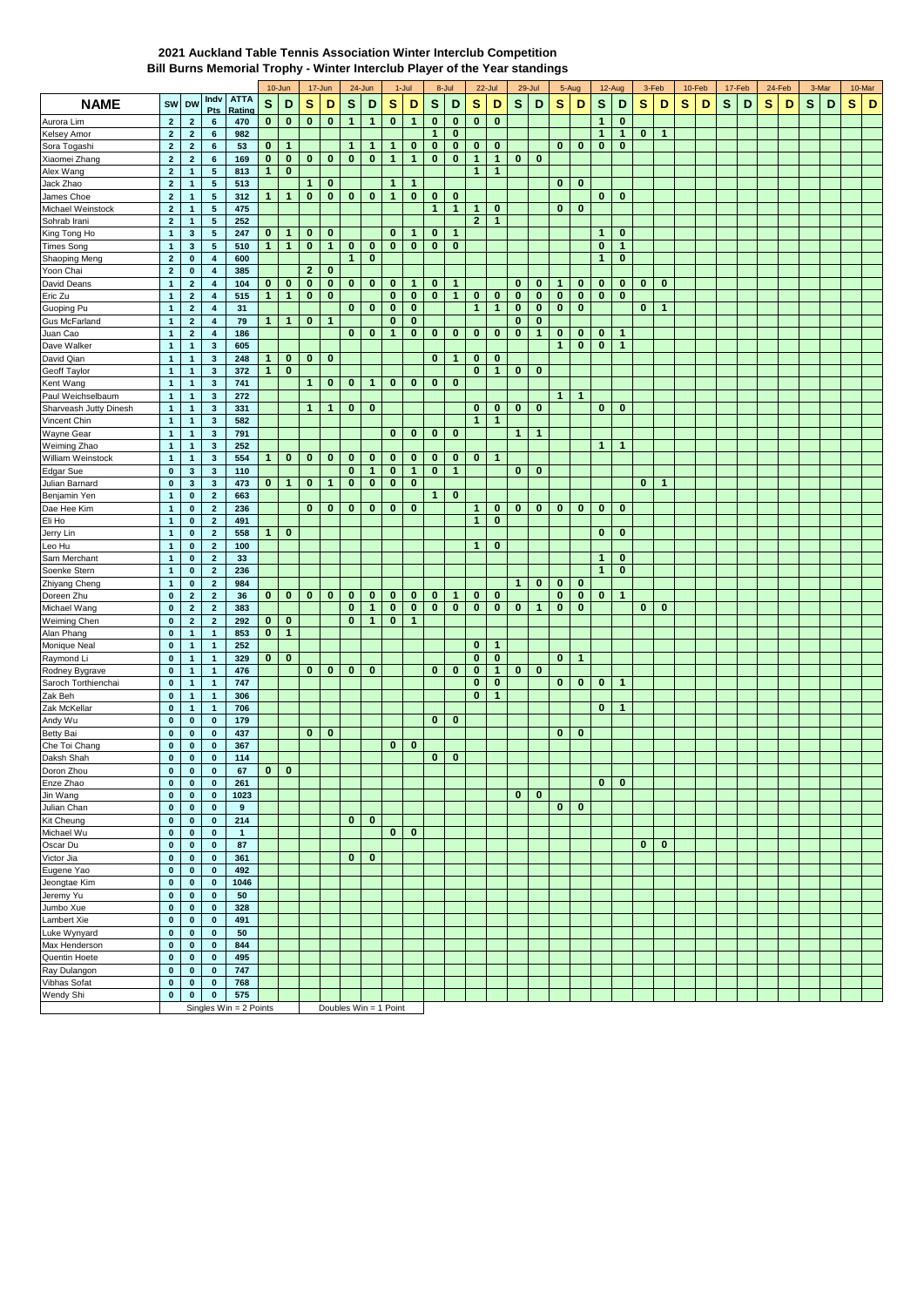## 2021 Auckland Table Tennis Association Winter Interclub Competition

## Bill Burns Memorial Trophy - Winter Interclub Player of the Year standings

| | | | | | 10-Jun | | 17-Jun | | 24-Jun | | 1-Jul | | 8-Jul | | 22-Jul | | 29-Jul | | 5-Aug | | 12-Aug | | 3-Feb | | 10-Feb | | 17-Feb | | 24-Feb | | 3-Mar | | 10-Mar | |
|---|---|---|---|---|---|---|---|---|---|---|---|---|---|---|---|---|---|---|---|---|---|---|---|---|---|---|---|---|---|---|---|---|---|---|
| **NAME** | **SW** | **DW** | **Indv Pts** | **ATTA Rating** | **S** | **D** | **S** | **D** | **S** | **D** | **S** | **D** | **S** | **D** | **S** | **D** | **S** | **D** | **S** | **D** | **S** | **D** | **S** | **D** | **S** | **D** | **S** | **D** | **S** | **D** | **S** | **D** | **S** | **D** |
| Aurora Lim | 2 | 2 | 6 | 470 | 0 | 0 | 0 | 0 | 1 | 1 | 0 | 1 | 0 | 0 | 0 | 0 | | | | | 1 | 0 | | | | | | | | | | | | |
| Kelsey Amor | 2 | 2 | 6 | 982 | | | | | | | | | 1 | 0 | | | | | | | 1 | 1 | 0 | 1 | | | | | | | | | | |
| Sora Togashi | 2 | 2 | 6 | 53 | 0 | 1 | | | 1 | 1 | 1 | 0 | 0 | 0 | 0 | 0 | | | 0 | 0 | 0 | 0 | | | | | | | | | | | | |
| Xiaomei Zhang | 2 | 2 | 6 | 169 | 0 | 0 | 0 | 0 | 0 | 0 | 1 | 1 | 0 | 0 | 1 | 1 | 0 | 0 | | | | | | | | | | | | | | | | |
| Alex Wang | 2 | 1 | 5 | 813 | 1 | 0 | | | | | | | | | 1 | 1 | | | | | | | | | | | | | | | | | | |
| Jack Zhao | 2 | 1 | 5 | 513 | | | 1 | 0 | | | 1 | 1 | | | | | | | 0 | 0 | | | | | | | | | | | | | | |
| James Choe | 2 | 1 | 5 | 312 | 1 | 1 | 0 | 0 | 0 | 0 | 1 | 0 | 0 | 0 | | | | | | | 0 | 0 | | | | | | | | | | | | |
| Michael Weinstock | 2 | 1 | 5 | 475 | | | | | | | | | 1 | 1 | 1 | 0 | | | 0 | 0 | | | | | | | | | | | | | | |
| Sohrab Irani | 2 | 1 | 5 | 252 | | | | | | | | | | | 2 | 1 | | | | | | | | | | | | | | | | | | |
| King Tong Ho | 1 | 3 | 5 | 247 | 0 | 1 | 0 | 0 | | | 0 | 1 | 0 | 1 | | | | | | | 1 | 0 | | | | | | | | | | | | |
| Times Song | 1 | 3 | 5 | 510 | 1 | 1 | 0 | 1 | 0 | 0 | 0 | 0 | 0 | 0 | | | | | | | 0 | 1 | | | | | | | | | | | | |
| Shaoping Meng | 2 | 0 | 4 | 600 | | | | | 1 | 0 | | | | | | | | | | | 1 | 0 | | | | | | | | | | | | |
| Yoon Chai | 2 | 0 | 4 | 385 | | | 2 | 0 | | | | | | | | | | | | | | | | | | | | | | | | | | |
| David Deans | 1 | 2 | 4 | 104 | 0 | 0 | 0 | 0 | 0 | 0 | 0 | 1 | 0 | 1 | | | 0 | 0 | 1 | 0 | 0 | 0 | 0 | 0 | | | | | | | | | | |
| Eric Zu | 1 | 2 | 4 | 515 | 1 | 1 | 0 | 0 | | | 0 | 0 | 0 | 1 | 0 | 0 | 0 | 0 | 0 | 0 | 0 | 0 | | | | | | | | | | | | |
| Guoping Pu | 1 | 2 | 4 | 31 | | | | | 0 | 0 | 0 | 0 | | | 1 | 1 | 0 | 0 | 0 | 0 | | | 0 | 1 | | | | | | | | | | |
| Gus McFarland | 1 | 2 | 4 | 79 | 1 | 1 | 0 | 1 | | | 0 | 0 | | | | | 0 | 0 | | | | | | | | | | | | | | | | |
| Juan Cao | 1 | 2 | 4 | 186 | | | | | 0 | 0 | 1 | 0 | 0 | 0 | 0 | 0 | 0 | 1 | 0 | 0 | 0 | 1 | | | | | | | | | | | | |
| Dave Walker | 1 | 1 | 3 | 605 | | | | | | | | | | | | | | | 1 | 0 | 0 | 1 | | | | | | | | | | | | |
| David Qian | 1 | 1 | 3 | 248 | 1 | 0 | 0 | 0 | | | | | 0 | 1 | 0 | 0 | | | | | | | | | | | | | | | | | | |
| Geoff Taylor | 1 | 1 | 3 | 372 | 1 | 0 | | | | | | | | | 0 | 1 | 0 | 0 | | | | | | | | | | | | | | | | |
| Kent Wang | 1 | 1 | 3 | 741 | | | 1 | 0 | 0 | 1 | 0 | 0 | 0 | 0 | | | | | | | | | | | | | | | | | | | | |
| Paul Weichselbaum | 1 | 1 | 3 | 272 | | | | | | | | | | | | | | | 1 | 1 | | | | | | | | | | | | | | |
| Sharveash Jutty Dinesh | 1 | 1 | 3 | 331 | | | 1 | 1 | 0 | 0 | | | | | 0 | 0 | 0 | 0 | | | 0 | 0 | | | | | | | | | | | | |
| Vincent Chin | 1 | 1 | 3 | 582 | | | | | | | | | | | 1 | 1 | | | | | | | | | | | | | | | | | | |
| Wayne Gear | 1 | 1 | 3 | 791 | | | | | | | 0 | 0 | 0 | 0 | | | 1 | 1 | | | | | | | | | | | | | | | | |
| Weiming Zhao | 1 | 1 | 3 | 252 | | | | | | | | | | | | | | | | | 1 | 1 | | | | | | | | | | | | |
| William Weinstock | 1 | 1 | 3 | 554 | 1 | 0 | 0 | 0 | 0 | 0 | 0 | 0 | 0 | 0 | 0 | 1 | | | | | | | | | | | | | | | | | | |
| Edgar Sue | 0 | 3 | 3 | 110 | | | | | 0 | 1 | 0 | 1 | 0 | 1 | | | 0 | 0 | | | | | | | | | | | | | | | | |
| Julian Barnard | 0 | 3 | 3 | 473 | 0 | 1 | 0 | 1 | 0 | 0 | 0 | 0 | | | | | | | | | | | 0 | 1 | | | | | | | | | | |
| Benjamin Yen | 1 | 0 | 2 | 663 | | | | | | | | | 1 | 0 | | | | | | | | | | | | | | | | | | | | |
| Dae Hee Kim | 1 | 0 | 2 | 236 | | | 0 | 0 | 0 | 0 | 0 | 0 | | | 1 | 0 | 0 | 0 | 0 | 0 | 0 | 0 | | | | | | | | | | | | |
| Eli Ho | 1 | 0 | 2 | 491 | | | | | | | | | | | 1 | 0 | | | | | | | | | | | | | | | | | | |
| Jerry Lin | 1 | 0 | 2 | 558 | 1 | 0 | | | | | | | | | | | | | | | 0 | 0 | | | | | | | | | | | | |
| Leo Hu | 1 | 0 | 2 | 100 | | | | | | | | | | | 1 | 0 | | | | | | | | | | | | | | | | | | |
| Sam Merchant | 1 | 0 | 2 | 33 | | | | | | | | | | | | | | | | | 1 | 0 | | | | | | | | | | | | |
| Soenke Stern | 1 | 0 | 2 | 236 | | | | | | | | | | | | | | | | | 1 | 0 | | | | | | | | | | | | |
| Zhiyang Cheng | 1 | 0 | 2 | 984 | | | | | | | | | | | | | 1 | 0 | 0 | 0 | | | | | | | | | | | | | | |
| Doreen Zhu | 0 | 2 | 2 | 36 | 0 | 0 | 0 | 0 | 0 | 0 | 0 | 0 | 0 | 1 | 0 | 0 | | | 0 | 0 | 0 | 1 | | | | | | | | | | | | |
| Michael Wang | 0 | 2 | 2 | 383 | | | | | 0 | 1 | 0 | 0 | 0 | 0 | 0 | 0 | 0 | 1 | 0 | 0 | | | 0 | 0 | | | | | | | | | | |
| Weiming Chen | 0 | 2 | 2 | 292 | 0 | 0 | | | 0 | 1 | 0 | 1 | | | | | | | | | | | | | | | | | | | | | | |
| Alan Phang | 0 | 1 | 1 | 853 | 0 | 1 | | | | | | | | | | | | | | | | | | | | | | | | | | | | |
| Monique Neal | 0 | 1 | 1 | 252 | | | | | | | | | | | 0 | 1 | | | | | | | | | | | | | | | | | | |
| Raymond Li | 0 | 1 | 1 | 329 | 0 | 0 | | | | | | | | | 0 | 0 | | | 0 | 1 | | | | | | | | | | | | | | |
| Rodney Bygrave | 0 | 1 | 1 | 476 | | | 0 | 0 | 0 | 0 | | | 0 | 0 | 0 | 1 | 0 | 0 | | | | | | | | | | | | | | | | |
| Saroch Torthienchai | 0 | 1 | 1 | 747 | | | | | | | | | | | 0 | 0 | | | 0 | 0 | 0 | 1 | | | | | | | | | | | | |
| Zak Beh | 0 | 1 | 1 | 306 | | | | | | | | | | | 0 | 1 | | | | | | | | | | | | | | | | | | |
| Zak McKellar | 0 | 1 | 1 | 706 | | | | | | | | | | | | | | | | | 0 | 1 | | | | | | | | | | | | |
| Andy Wu | 0 | 0 | 0 | 179 | | | | | | | | | 0 | 0 | | | | | | | | | | | | | | | | | | | | |
| Betty Bai | 0 | 0 | 0 | 437 | | | 0 | 0 | | | | | | | | | | | 0 | 0 | | | | | | | | | | | | | | |
| Che Toi Chang | 0 | 0 | 0 | 367 | | | | | | | 0 | 0 | | | | | | | | | | | | | | | | | | | | | | |
| Daksh Shah | 0 | 0 | 0 | 114 | | | | | | | | | 0 | 0 | | | | | | | | | | | | | | | | | | | | |
| Doron Zhou | 0 | 0 | 0 | 67 | 0 | 0 | | | | | | | | | | | | | | | | | | | | | | | | | | | | |
| Enze Zhao | 0 | 0 | 0 | 261 | | | | | | | | | | | | | | | | | 0 | 0 | | | | | | | | | | | | |
| Jin Wang | 0 | 0 | 0 | 1023 | | | | | | | | | | | | | 0 | 0 | | | | | | | | | | | | | | | | |
| Julian Chan | 0 | 0 | 0 | 9 | | | | | | | | | | | | | | | 0 | 0 | | | | | | | | | | | | | | |
| Kit Cheung | 0 | 0 | 0 | 214 | | | | | 0 | 0 | | | | | | | | | | | | | | | | | | | | | | | | |
| Michael Wu | 0 | 0 | 0 | 1 | | | | | | | 0 | 0 | | | | | | | | | | | | | | | | | | | | | | |
| Oscar Du | 0 | 0 | 0 | 87 | | | | | | | | | | | | | | | | | | | 0 | 0 | | | | | | | | | | |
| Victor Jia | 0 | 0 | 0 | 361 | | | | | 0 | 0 | | | | | | | | | | | | | | | | | | | | | | | | |
| Eugene Yao | 0 | 0 | 0 | 492 | | | | | | | | | | | | | | | | | | | | | | | | | | | | | | |
| Jeongtae Kim | 0 | 0 | 0 | 1046 | | | | | | | | | | | | | | | | | | | | | | | | | | | | | | |
| Jeremy Yu | 0 | 0 | 0 | 50 | | | | | | | | | | | | | | | | | | | | | | | | | | | | | | |
| Jumbo Xue | 0 | 0 | 0 | 328 | | | | | | | | | | | | | | | | | | | | | | | | | | | | | | |
| Lambert Xie | 0 | 0 | 0 | 491 | | | | | | | | | | | | | | | | | | | | | | | | | | | | | | |
| Luke Wynyard | 0 | 0 | 0 | 50 | | | | | | | | | | | | | | | | | | | | | | | | | | | | | | |
| Max Henderson | 0 | 0 | 0 | 844 | | | | | | | | | | | | | | | | | | | | | | | | | | | | | | |
| Quentin Hoete | 0 | 0 | 0 | 495 | | | | | | | | | | | | | | | | | | | | | | | | | | | | | | |
| Ray Dulangon | 0 | 0 | 0 | 747 | | | | | | | | | | | | | | | | | | | | | | | | | | | | | | |
| Vibhas Sofat | 0 | 0 | 0 | 768 | | | | | | | | | | | | | | | | | | | | | | | | | | | | | | |
| Wendy Shi | 0 | 0 | 0 | 575 | | | | | | | | | | | | | | | | | | | | | | | | | | | | | | |

Singles Win = 2 Points    Doubles Win = 1 Point